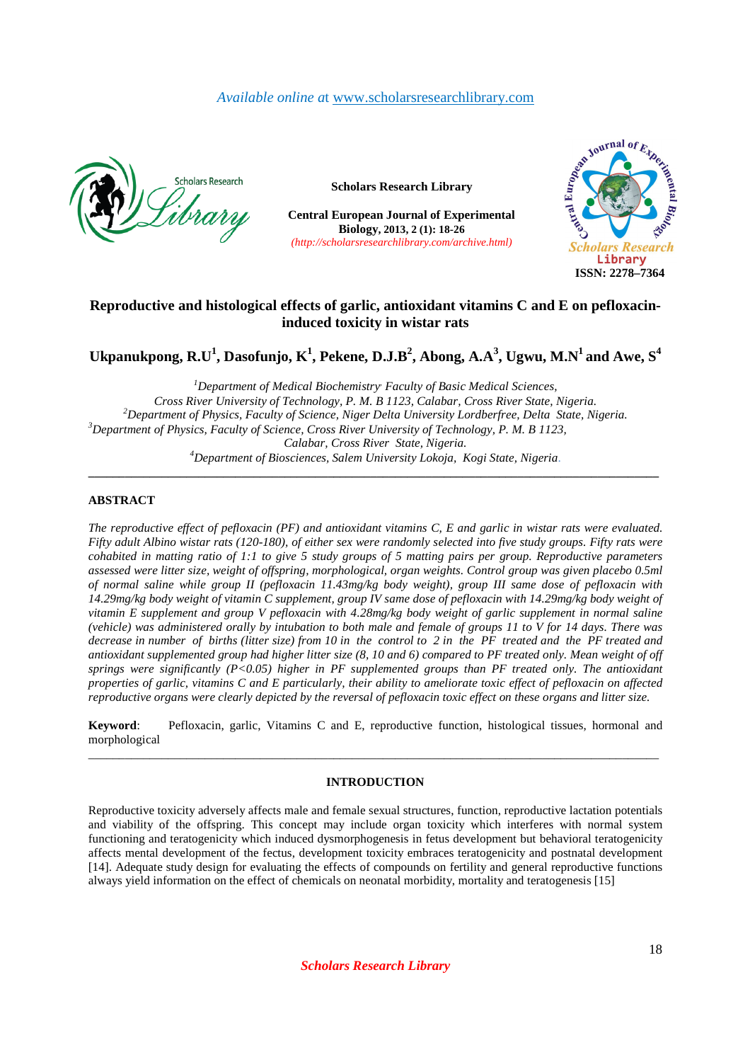Available online at www.scholarsresearchlibrary.com

Scholars Research Library

Central European Journal of Experimental Biology, 2013, 2 (1): 18-26
*(http://scholarsresearchlibrary.com/archive.html)*

ISSN: 2278–7364

# Reproductive and histological effects of garlic, antioxidant vitamins C and E on pefloxacin-induced toxicity in wistar rats

**Ukpanukpong, R.U[1], Dasofunjo, K[1], Pekene, D.J.B[2], Abong, A.A[3], Ugwu, M.N[1] and Awe, S[4]**

[1]*Department of Medical Biochemistry Faculty of Basic Medical Sciences, Cross River University of Technology, P. M. B 1123, Calabar, Cross River State, Nigeria.*
[2]*Department of Physics, Faculty of Science, Niger Delta University Lordberfree, Delta State, Nigeria.*
[3]*Department of Physics, Faculty of Science, Cross River University of Technology, P. M. B 1123, Calabar, Cross River State, Nigeria.*
[4]*Department of Biosciences, Salem University Lokoja, Kogi State, Nigeria.*

---

## ABSTRACT

*The reproductive effect of pefloxacin (PF) and antioxidant vitamins C, E and garlic in wistar rats were evaluated. Fifty adult Albino wistar rats (120-180), of either sex were randomly selected into five study groups. Fifty rats were cohabited in matting ratio of 1:1 to give 5 study groups of 5 matting pairs per group. Reproductive parameters assessed were litter size, weight of offspring, morphological, organ weights. Control group was given placebo 0.5ml of normal saline while group II (pefloxacin 11.43mg/kg body weight), group III same dose of pefloxacin with 14.29mg/kg body weight of vitamin C supplement, group IV same dose of pefloxacin with 14.29mg/kg body weight of vitamin E supplement and group V pefloxacin with 4.28mg/kg body weight of garlic supplement in normal saline (vehicle) was administered orally by intubation to both male and female of groups 11 to V for 14 days. There was decrease in number of births (litter size) from 10 in the control to 2 in the PF treated and the PF treated and antioxidant supplemented group had higher litter size (8, 10 and 6) compared to PF treated only. Mean weight of off springs were significantly (P<0.05) higher in PF supplemented groups than PF treated only. The antioxidant properties of garlic, vitamins C and E particularly, their ability to ameliorate toxic effect of pefloxacin on affected reproductive organs were clearly depicted by the reversal of pefloxacin toxic effect on these organs and litter size.*

**Keyword**: Pefloxacin, garlic, Vitamins C and E, reproductive function, histological tissues, hormonal and morphological

---

## INTRODUCTION

Reproductive toxicity adversely affects male and female sexual structures, function, reproductive lactation potentials and viability of the offspring. This concept may include organ toxicity which interferes with normal system functioning and teratogenicity which induced dysmorphogenesis in fetus development but behavioral teratogenicity affects mental development of the fectus, development toxicity embraces teratogenicity and postnatal development [14]. Adequate study design for evaluating the effects of compounds on fertility and general reproductive functions always yield information on the effect of chemicals on neonatal morbidity, mortality and teratogenesis [15]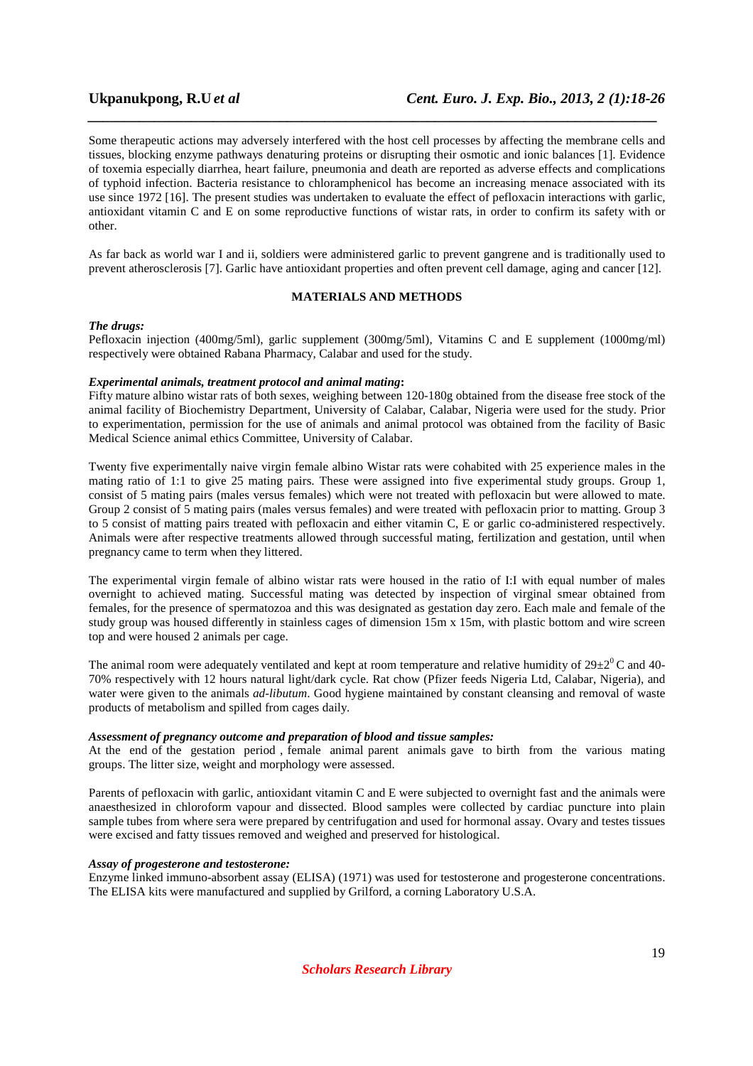Some therapeutic actions may adversely interfered with the host cell processes by affecting the membrane cells and tissues, blocking enzyme pathways denaturing proteins or disrupting their osmotic and ionic balances [1]. Evidence of toxemia especially diarrhea, heart failure, pneumonia and death are reported as adverse effects and complications of typhoid infection. Bacteria resistance to chloramphenicol has become an increasing menace associated with its use since 1972 [16]. The present studies was undertaken to evaluate the effect of pefloxacin interactions with garlic, antioxidant vitamin C and E on some reproductive functions of wistar rats, in order to confirm its safety with or other.

As far back as world war I and ii, soldiers were administered garlic to prevent gangrene and is traditionally used to prevent atherosclerosis [7]. Garlic have antioxidant properties and often prevent cell damage, aging and cancer [12].

## MATERIALS AND METHODS

***The drugs:***
Pefloxacin injection (400mg/5ml), garlic supplement (300mg/5ml), Vitamins C and E supplement (1000mg/ml) respectively were obtained Rabana Pharmacy, Calabar and used for the study.

***Experimental animals, treatment protocol and animal mating*:**
Fifty mature albino wistar rats of both sexes, weighing between 120-180g obtained from the disease free stock of the animal facility of Biochemistry Department, University of Calabar, Calabar, Nigeria were used for the study. Prior to experimentation, permission for the use of animals and animal protocol was obtained from the facility of Basic Medical Science animal ethics Committee, University of Calabar.

Twenty five experimentally naive virgin female albino Wistar rats were cohabited with 25 experience males in the mating ratio of 1:1 to give 25 mating pairs. These were assigned into five experimental study groups. Group 1, consist of 5 mating pairs (males versus females) which were not treated with pefloxacin but were allowed to mate. Group 2 consist of 5 mating pairs (males versus females) and were treated with pefloxacin prior to matting. Group 3 to 5 consist of matting pairs treated with pefloxacin and either vitamin C, E or garlic co-administered respectively. Animals were after respective treatments allowed through successful mating, fertilization and gestation, until when pregnancy came to term when they littered.

The experimental virgin female of albino wistar rats were housed in the ratio of I:I with equal number of males overnight to achieved mating. Successful mating was detected by inspection of virginal smear obtained from females, for the presence of spermatozoa and this was designated as gestation day zero. Each male and female of the study group was housed differently in stainless cages of dimension 15m x 15m, with plastic bottom and wire screen top and were housed 2 animals per cage.

The animal room were adequately ventilated and kept at room temperature and relative humidity of $29\pm2^0$ C and 40-70% respectively with 12 hours natural light/dark cycle. Rat chow (Pfizer feeds Nigeria Ltd, Calabar, Nigeria), and water were given to the animals *ad-libutum*. Good hygiene maintained by constant cleansing and removal of waste products of metabolism and spilled from cages daily.

***Assessment of pregnancy outcome and preparation of blood and tissue samples:***
At the end of the gestation period , female animal parent animals gave to birth from the various mating groups. The litter size, weight and morphology were assessed.

Parents of pefloxacin with garlic, antioxidant vitamin C and E were subjected to overnight fast and the animals were anaesthesized in chloroform vapour and dissected. Blood samples were collected by cardiac puncture into plain sample tubes from where sera were prepared by centrifugation and used for hormonal assay. Ovary and testes tissues were excised and fatty tissues removed and weighed and preserved for histological.

***Assay of progesterone and testosterone:***
Enzyme linked immuno-absorbent assay (ELISA) (1971) was used for testosterone and progesterone concentrations. The ELISA kits were manufactured and supplied by Grilford, a corning Laboratory U.S.A.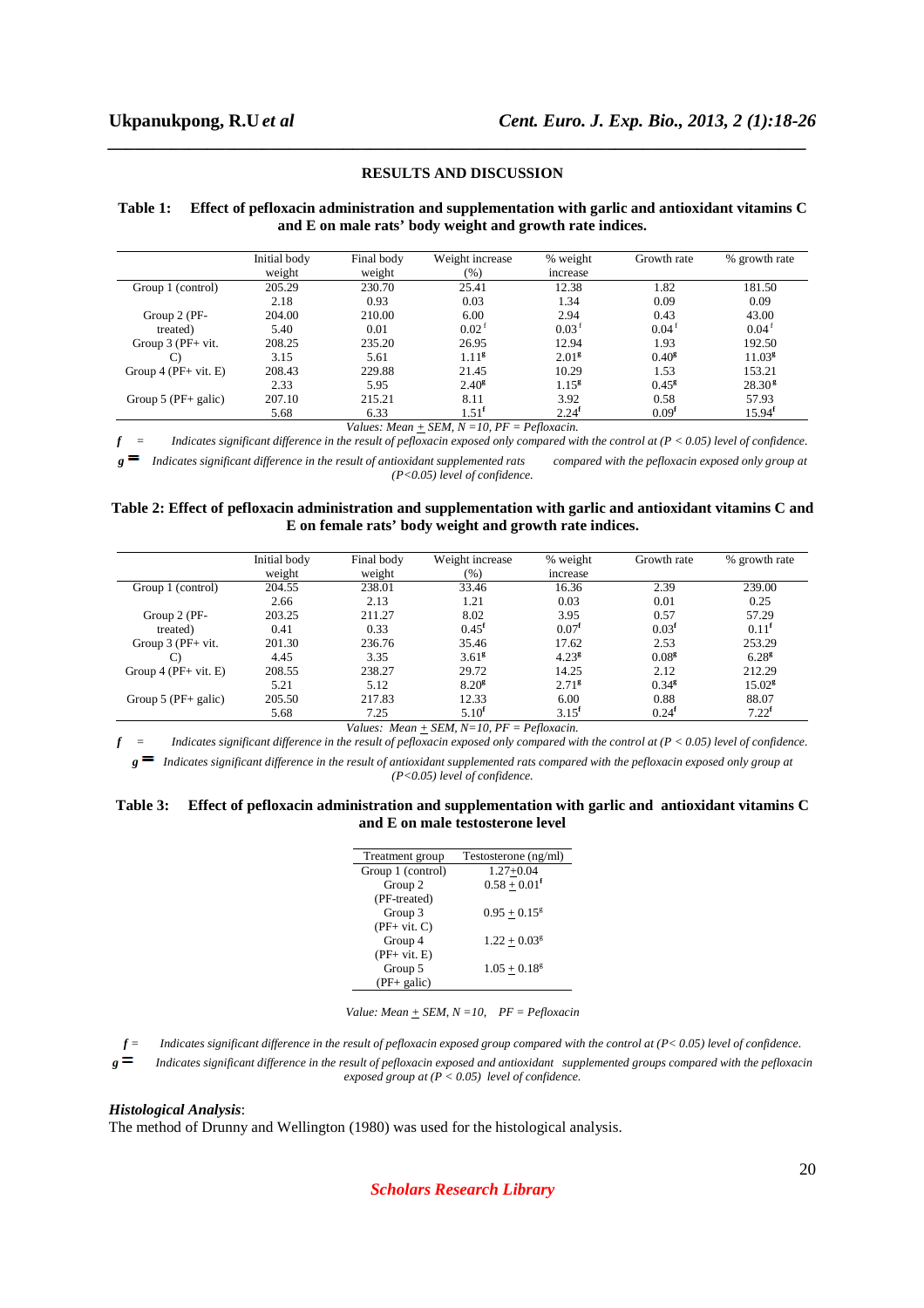## RESULTS AND DISCUSSION

**Table 1: Effect of pefloxacin administration and supplementation with garlic and antioxidant vitamins C and E on male rats' body weight and growth rate indices.**

| | Initial body weight | Final body weight | Weight increase (%) | % weight increase | Growth rate | % growth rate |
|---|---|---|---|---|---|---|
| Group 1 (control) | 205.29 | 230.70 | 25.41 | 12.38 | 1.82 | 181.50 |
| | 2.18 | 0.93 | 0.03 | 1.34 | 0.09 | 0.09 |
| Group 2 (PF-treated) | 204.00 | 210.00 | 6.00 | 2.94 | 0.43 | 43.00 |
| | 5.40 | 0.01 | $0.02^{f}$ | $0.03^{f}$ | $0.04^{f}$ | $0.04^{f}$ |
| Group 3 (PF+ vit. C) | 208.25 | 235.20 | 26.95 | 12.94 | 1.93 | 192.50 |
| | 3.15 | 5.61 | $1.11^{g}$ | $2.01^{g}$ | $0.40^{g}$ | $11.03^{g}$ |
| Group 4 (PF+ vit. E) | 208.43 | 229.88 | 21.45 | 10.29 | 1.53 | 153.21 |
| | 2.33 | 5.95 | $2.40^{g}$ | $1.15^{g}$ | $0.45^{g}$ | $28.30^{g}$ |
| Group 5 (PF+ galic) | 207.10 | 215.21 | 8.11 | 3.92 | 0.58 | 57.93 |
| | 5.68 | 6.33 | $1.51^{f}$ | $2.24^{f}$ | $0.09^{f}$ | $15.94^{f}$ |

*Values: Mean ± SEM, N =10, PF = Pefloxacin.*

*f = Indicates significant difference in the result of pefloxacin exposed only compared with the control at (P < 0.05) level of confidence.*

*g = Indicates significant difference in the result of antioxidant supplemented rats compared with the pefloxacin exposed only group at (P<0.05) level of confidence.*

**Table 2: Effect of pefloxacin administration and supplementation with garlic and antioxidant vitamins C and E on female rats' body weight and growth rate indices.**

| | Initial body weight | Final body weight | Weight increase (%) | % weight increase | Growth rate | % growth rate |
|---|---|---|---|---|---|---|
| Group 1 (control) | 204.55 | 238.01 | 33.46 | 16.36 | 2.39 | 239.00 |
| | 2.66 | 2.13 | 1.21 | 0.03 | 0.01 | 0.25 |
| Group 2 (PF-treated) | 203.25 | 211.27 | 8.02 | 3.95 | 0.57 | 57.29 |
| | 0.41 | 0.33 | $0.45^{f}$ | $0.07^{f}$ | $0.03^{f}$ | $0.11^{f}$ |
| Group 3 (PF+ vit. C) | 201.30 | 236.76 | 35.46 | 17.62 | 2.53 | 253.29 |
| | 4.45 | 3.35 | $3.61^{g}$ | $4.23^{g}$ | $0.08^{g}$ | $6.28^{g}$ |
| Group 4 (PF+ vit. E) | 208.55 | 238.27 | 29.72 | 14.25 | 2.12 | 212.29 |
| | 5.21 | 5.12 | $8.20^{g}$ | $2.71^{g}$ | $0.34^{g}$ | $15.02^{g}$ |
| Group 5 (PF+ galic) | 205.50 | 217.83 | 12.33 | 6.00 | 0.88 | 88.07 |
| | 5.68 | 7.25 | $5.10^{f}$ | $3.15^{f}$ | $0.24^{f}$ | $7.22^{f}$ |

*Values: Mean ± SEM, N=10, PF = Pefloxacin.*

*f = Indicates significant difference in the result of pefloxacin exposed only compared with the control at (P < 0.05) level of confidence.*

*g = Indicates significant difference in the result of antioxidant supplemented rats compared with the pefloxacin exposed only group at (P<0.05) level of confidence.*

**Table 3: Effect of pefloxacin administration and supplementation with garlic and antioxidant vitamins C and E on male testosterone level**

| Treatment group | Testosterone (ng/ml) |
|---|---|
| Group 1 (control) | 1.27±0.04 |
| Group 2 (PF-treated) | $0.58 \pm 0.01^{f}$ |
| Group 3 (PF+ vit. C) | $0.95 \pm 0.15^{g}$ |
| Group 4 (PF+ vit. E) | $1.22 \pm 0.03^{g}$ |
| Group 5 (PF+ galic) | $1.05 \pm 0.18^{g}$ |

*Value: Mean ± SEM, N =10, PF = Pefloxacin*

*f = Indicates significant difference in the result of pefloxacin exposed group compared with the control at (P< 0.05) level of confidence.*

*g = Indicates significant difference in the result of pefloxacin exposed and antioxidant supplemented groups compared with the pefloxacin exposed group at (P < 0.05) level of confidence.*

***Histological Analysis***:

The method of Drunny and Wellington (1980) was used for the histological analysis.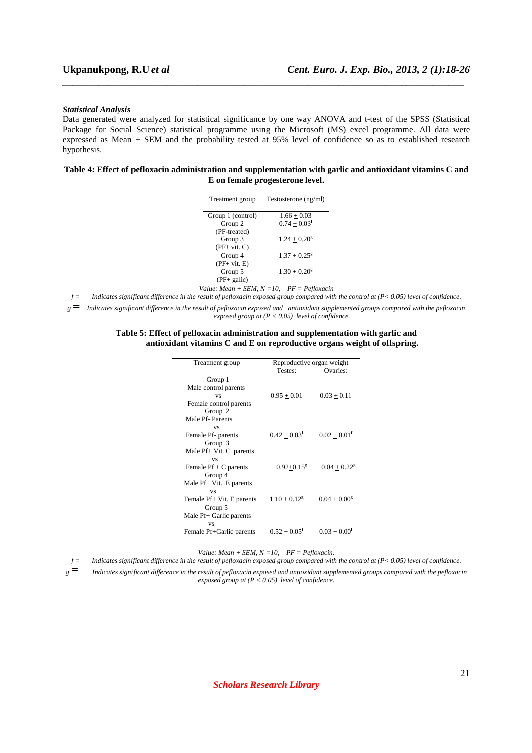### *Statistical Analysis*

Data generated were analyzed for statistical significance by one way ANOVA and t-test of the SPSS (Statistical Package for Social Science) statistical programme using the Microsoft (MS) excel programme. All data were expressed as Mean $\pm$ SEM and the probability tested at 95% level of confidence so as to established research hypothesis.

**Table 4: Effect of pefloxacin administration and supplementation with garlic and antioxidant vitamins C and E on female progesterone level.**

| Treatment group | Testosterone (ng/ml) |
|---|---|
| Group 1 (control) | $1.66 \pm 0.03$ |
| Group 2 (PF-treated) | $0.74 \pm 0.03^{f}$ |
| Group 3 (PF+ vit. C) | $1.24 \pm 0.20^{g}$ |
| Group 4 (PF+ vit. E) | $1.37 \pm 0.25^{g}$ |
| Group 5 (PF+ galic) | $1.30 \pm 0.20^{g}$ |

*Value: Mean $\pm$ SEM, N =10, PF = Pefloxacin*

*f = Indicates significant difference in the result of pefloxacin exposed group compared with the control at (P< 0.05) level of confidence.*

*g = Indicates significant difference in the result of pefloxacin exposed and antioxidant supplemented groups compared with the pefloxacin exposed group at (P < 0.05) level of confidence.*

**Table 5: Effect of pefloxacin administration and supplementation with garlic and antioxidant vitamins C and E on reproductive organs weight of offspring.**

| Treatment group | Reproductive organ weight | |
|---|---|---|
| | Testes: | Ovaries: |
| Group 1 Male control parents vs Female control parents | $0.95 \pm 0.01$ | $0.03 \pm 0.11$ |
| Group 2 Male Pf- Parents vs Female Pf- parents | $0.42 \pm 0.03^{f}$ | $0.02 \pm 0.01^{f}$ |
| Group 3 Male Pf+ Vit. C parents vs Female Pf + C parents | $0.92 \pm 0.15^{g}$ | $0.04 \pm 0.22^{g}$ |
| Group 4 Male Pf+ Vit. E parents vs Female Pf+ Vit. E parents | $1.10 \pm 0.12^{g}$ | $0.04 \pm 0.00^{g}$ |
| Group 5 Male Pf+ Garlic parents vs Female Pf+Garlic parents | $0.52 \pm 0.05^{f}$ | $0.03 \pm 0.00^{f}$ |

*Value: Mean $\pm$ SEM, N =10, PF = Pefloxacin.*

*f = Indicates significant difference in the result of pefloxacin exposed group compared with the control at (P< 0.05) level of confidence.*

*g = Indicates significant difference in the result of pefloxacin exposed and antioxidant supplemented groups compared with the pefloxacin exposed group at (P < 0.05) level of confidence.*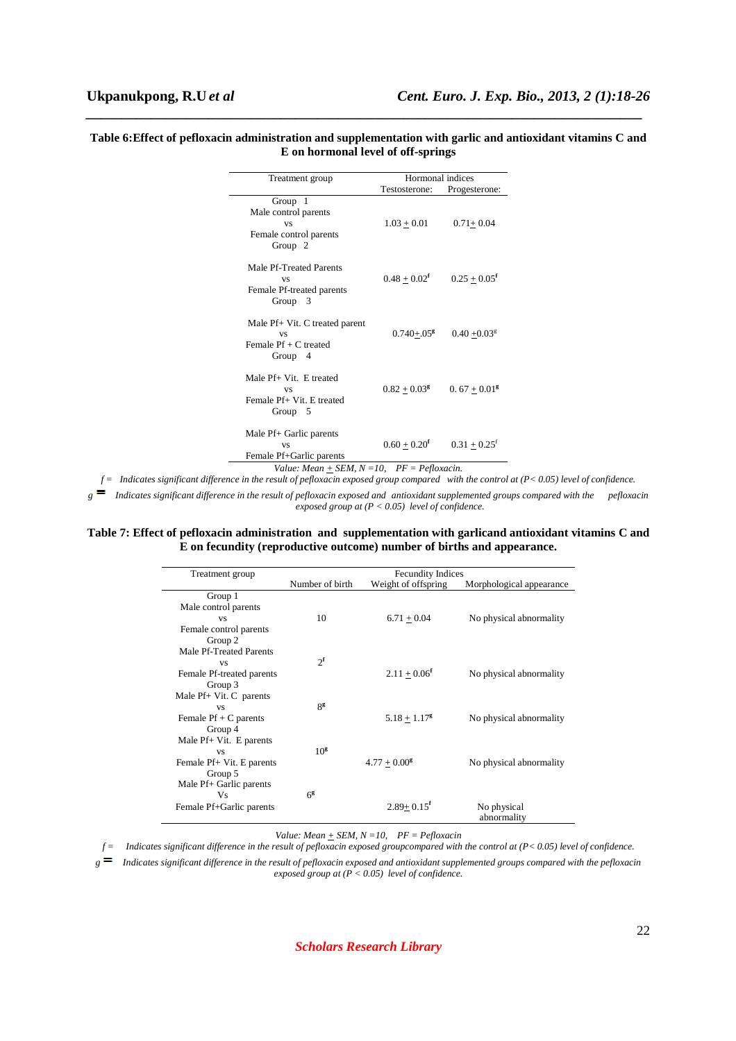**Table 6:Effect of pefloxacin administration and supplementation with garlic and antioxidant vitamins C and E on hormonal level of off-springs**

| Treatment group | Hormonal indices | |
|---|---|---|
| | Testosterone: | Progesterone: |
| Group 1 Male control parents vs Female control parents | 1.03 + 0.01 | 0.71+ 0.04 |
| Group 2 Male Pf-Treated Parents vs Female Pf-treated parents | 0.48 + 0.02[f] | 0.25 + 0.05[f] |
| Group 3 Male Pf+ Vit. C treated parent vs Female Pf + C treated | 0.740+.05[g] | 0.40 +0.03[g] |
| Group 4 Male Pf+ Vit. E treated vs Female Pf+ Vit. E treated | 0.82 + 0.03[g] | 0. 67 + 0.01[g] |
| Group 5 Male Pf+ Garlic parents vs Female Pf+Garlic parents | 0.60 + 0.20[f] | 0.31 + 0.25[f] |

*Value: Mean + SEM, N =10, PF = Pefloxacin.*

*f = Indicates significant difference in the result of pefloxacin exposed group compared with the control at (P< 0.05) level of confidence.*

*g = Indicates significant difference in the result of pefloxacin exposed and antioxidant supplemented groups compared with the pefloxacin exposed group at (P < 0.05) level of confidence.*

**Table 7: Effect of pefloxacin administration and supplementation with garlicand antioxidant vitamins C and E on fecundity (reproductive outcome) number of births and appearance.**

| Treatment group | Fecundity Indices | | |
|---|---|---|---|
| | Number of birth | Weight of offspring | Morphological appearance |
| Group 1 Male control parents vs Female control parents | 10 | 6.71 + 0.04 | No physical abnormality |
| Group 2 Male Pf-Treated Parents vs Female Pf-treated parents | 2[f] | 2.11 + 0.06[f] | No physical abnormality |
| Group 3 Male Pf+ Vit. C parents vs Female Pf + C parents | 8[g] | 5.18 + 1.17[g] | No physical abnormality |
| Group 4 Male Pf+ Vit. E parents vs Female Pf+ Vit. E parents | 10[g] | 4.77 + 0.00[g] | No physical abnormality |
| Group 5 Male Pf+ Garlic parents Vs Female Pf+Garlic parents | 6[g] | 2.89+ 0.15[f] | No physical abnormality |

*Value: Mean + SEM, N =10, PF = Pefloxacin*

*f = Indicates significant difference in the result of pefloxacin exposed groupcompared with the control at (P< 0.05) level of confidence.*

*g = Indicates significant difference in the result of pefloxacin exposed and antioxidant supplemented groups compared with the pefloxacin exposed group at (P < 0.05) level of confidence.*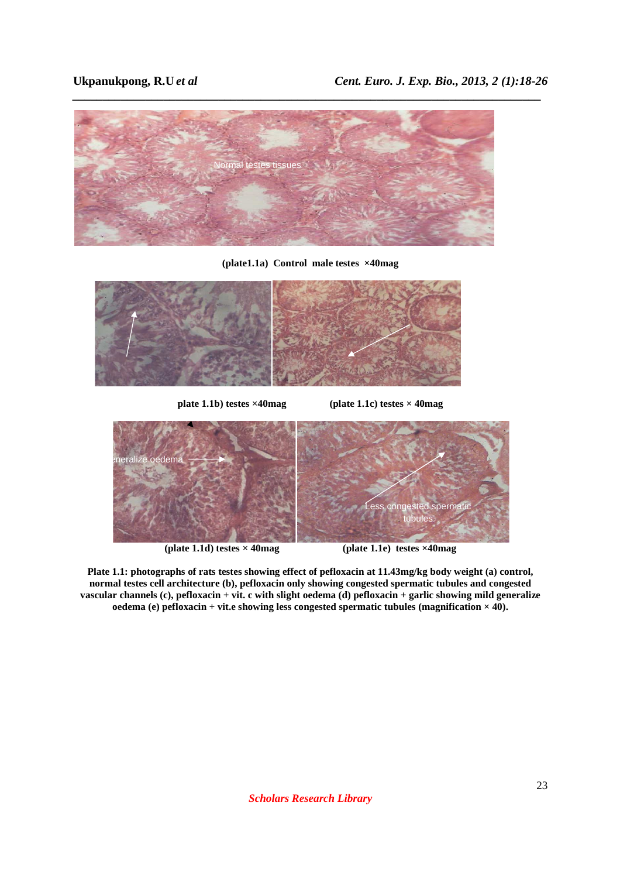(plate1.1a) Control male testes ×40mag

plate 1.1b) testes ×40mag

(plate 1.1c) testes × 40mag

(plate 1.1d) testes × 40mag

(plate 1.1e) testes ×40mag

**Plate 1.1: photographs of rats testes showing effect of pefloxacin at 11.43mg/kg body weight (a) control, normal testes cell architecture (b), pefloxacin only showing congested spermatic tubules and congested vascular channels (c), pefloxacin + vit. c with slight oedema (d) pefloxacin + garlic showing mild generalize oedema (e) pefloxacin + vit.e showing less congested spermatic tubules (magnification × 40).**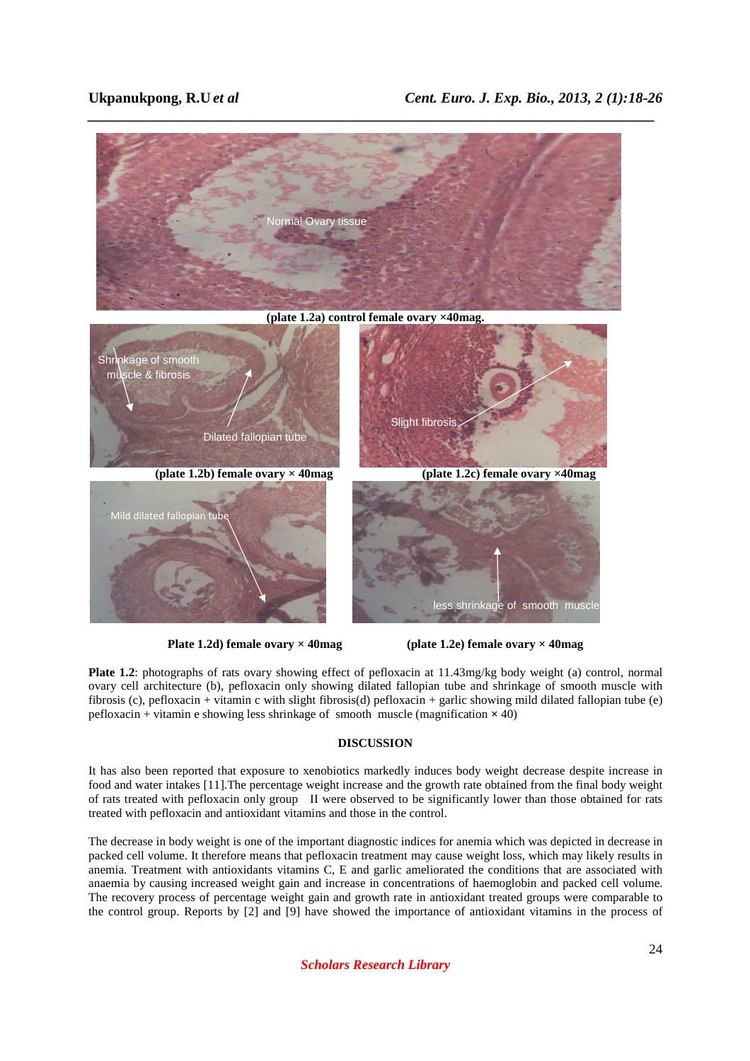(plate 1.2a) control female ovary ×40mag.

(plate 1.2b) female ovary × 40mag

(plate 1.2c) female ovary ×40mag

Plate 1.2d) female ovary × 40mag

(plate 1.2e) female ovary × 40mag

**Plate 1.2**: photographs of rats ovary showing effect of pefloxacin at 11.43mg/kg body weight (a) control, normal ovary cell architecture (b), pefloxacin only showing dilated fallopian tube and shrinkage of smooth muscle with fibrosis (c), pefloxacin + vitamin c with slight fibrosis(d) pefloxacin + garlic showing mild dilated fallopian tube (e) pefloxacin + vitamin e showing less shrinkage of smooth muscle (magnification × 40)

## DISCUSSION

It has also been reported that exposure to xenobiotics markedly induces body weight decrease despite increase in food and water intakes [11].The percentage weight increase and the growth rate obtained from the final body weight of rats treated with pefloxacin only group II were observed to be significantly lower than those obtained for rats treated with pefloxacin and antioxidant vitamins and those in the control.

The decrease in body weight is one of the important diagnostic indices for anemia which was depicted in decrease in packed cell volume. It therefore means that pefloxacin treatment may cause weight loss, which may likely results in anemia. Treatment with antioxidants vitamins C, E and garlic ameliorated the conditions that are associated with anaemia by causing increased weight gain and increase in concentrations of haemoglobin and packed cell volume. The recovery process of percentage weight gain and growth rate in antioxidant treated groups were comparable to the control group. Reports by [2] and [9] have showed the importance of antioxidant vitamins in the process of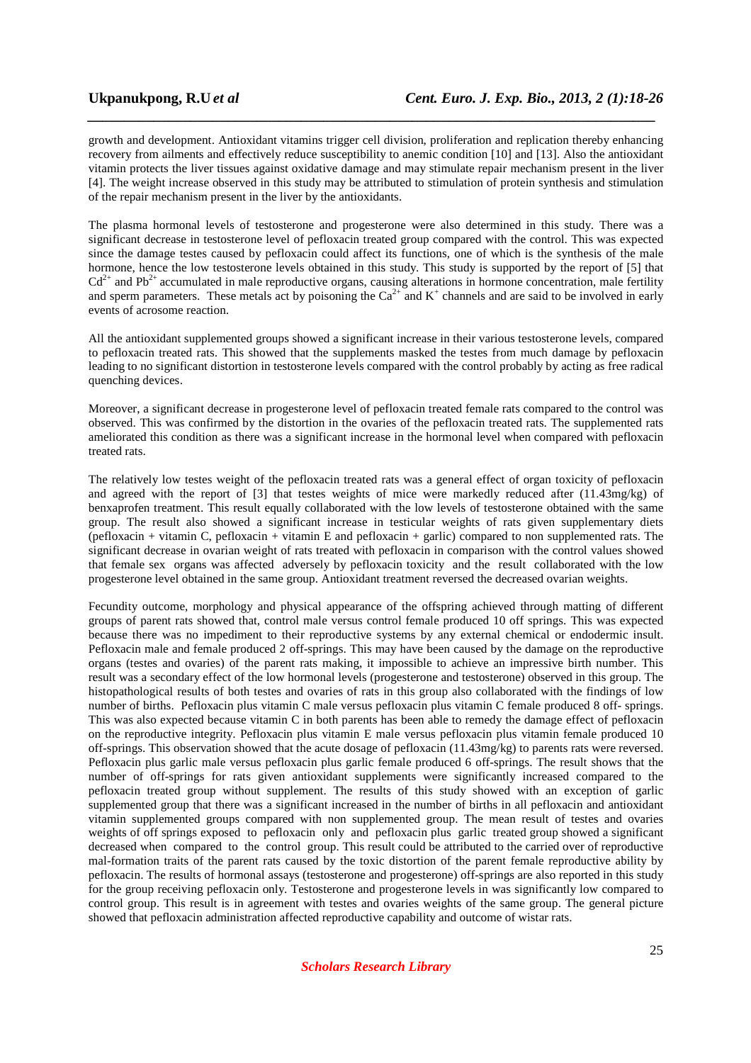growth and development. Antioxidant vitamins trigger cell division, proliferation and replication thereby enhancing recovery from ailments and effectively reduce susceptibility to anemic condition [10] and [13]. Also the antioxidant vitamin protects the liver tissues against oxidative damage and may stimulate repair mechanism present in the liver [4]. The weight increase observed in this study may be attributed to stimulation of protein synthesis and stimulation of the repair mechanism present in the liver by the antioxidants.

The plasma hormonal levels of testosterone and progesterone were also determined in this study. There was a significant decrease in testosterone level of pefloxacin treated group compared with the control. This was expected since the damage testes caused by pefloxacin could affect its functions, one of which is the synthesis of the male hormone, hence the low testosterone levels obtained in this study. This study is supported by the report of [5] that $Cd^{2+}$ and $Pb^{2+}$ accumulated in male reproductive organs, causing alterations in hormone concentration, male fertility and sperm parameters. These metals act by poisoning the $Ca^{2+}$ and $K^{+}$ channels and are said to be involved in early events of acrosome reaction.

All the antioxidant supplemented groups showed a significant increase in their various testosterone levels, compared to pefloxacin treated rats. This showed that the supplements masked the testes from much damage by pefloxacin leading to no significant distortion in testosterone levels compared with the control probably by acting as free radical quenching devices.

Moreover, a significant decrease in progesterone level of pefloxacin treated female rats compared to the control was observed. This was confirmed by the distortion in the ovaries of the pefloxacin treated rats. The supplemented rats ameliorated this condition as there was a significant increase in the hormonal level when compared with pefloxacin treated rats.

The relatively low testes weight of the pefloxacin treated rats was a general effect of organ toxicity of pefloxacin and agreed with the report of [3] that testes weights of mice were markedly reduced after (11.43mg/kg) of benxaprofen treatment. This result equally collaborated with the low levels of testosterone obtained with the same group. The result also showed a significant increase in testicular weights of rats given supplementary diets (pefloxacin + vitamin C, pefloxacin + vitamin E and pefloxacin + garlic) compared to non supplemented rats. The significant decrease in ovarian weight of rats treated with pefloxacin in comparison with the control values showed that female sex organs was affected adversely by pefloxacin toxicity and the result collaborated with the low progesterone level obtained in the same group. Antioxidant treatment reversed the decreased ovarian weights.

Fecundity outcome, morphology and physical appearance of the offspring achieved through matting of different groups of parent rats showed that, control male versus control female produced 10 off springs. This was expected because there was no impediment to their reproductive systems by any external chemical or endodermic insult. Pefloxacin male and female produced 2 off-springs. This may have been caused by the damage on the reproductive organs (testes and ovaries) of the parent rats making, it impossible to achieve an impressive birth number. This result was a secondary effect of the low hormonal levels (progesterone and testosterone) observed in this group. The histopathological results of both testes and ovaries of rats in this group also collaborated with the findings of low number of births. Pefloxacin plus vitamin C male versus pefloxacin plus vitamin C female produced 8 off- springs. This was also expected because vitamin C in both parents has been able to remedy the damage effect of pefloxacin on the reproductive integrity. Pefloxacin plus vitamin E male versus pefloxacin plus vitamin female produced 10 off-springs. This observation showed that the acute dosage of pefloxacin (11.43mg/kg) to parents rats were reversed. Pefloxacin plus garlic male versus pefloxacin plus garlic female produced 6 off-springs. The result shows that the number of off-springs for rats given antioxidant supplements were significantly increased compared to the pefloxacin treated group without supplement. The results of this study showed with an exception of garlic supplemented group that there was a significant increased in the number of births in all pefloxacin and antioxidant vitamin supplemented groups compared with non supplemented group. The mean result of testes and ovaries weights of off springs exposed to pefloxacin only and pefloxacin plus garlic treated group showed a significant decreased when compared to the control group. This result could be attributed to the carried over of reproductive mal-formation traits of the parent rats caused by the toxic distortion of the parent female reproductive ability by pefloxacin. The results of hormonal assays (testosterone and progesterone) off-springs are also reported in this study for the group receiving pefloxacin only. Testosterone and progesterone levels in was significantly low compared to control group. This result is in agreement with testes and ovaries weights of the same group. The general picture showed that pefloxacin administration affected reproductive capability and outcome of wistar rats.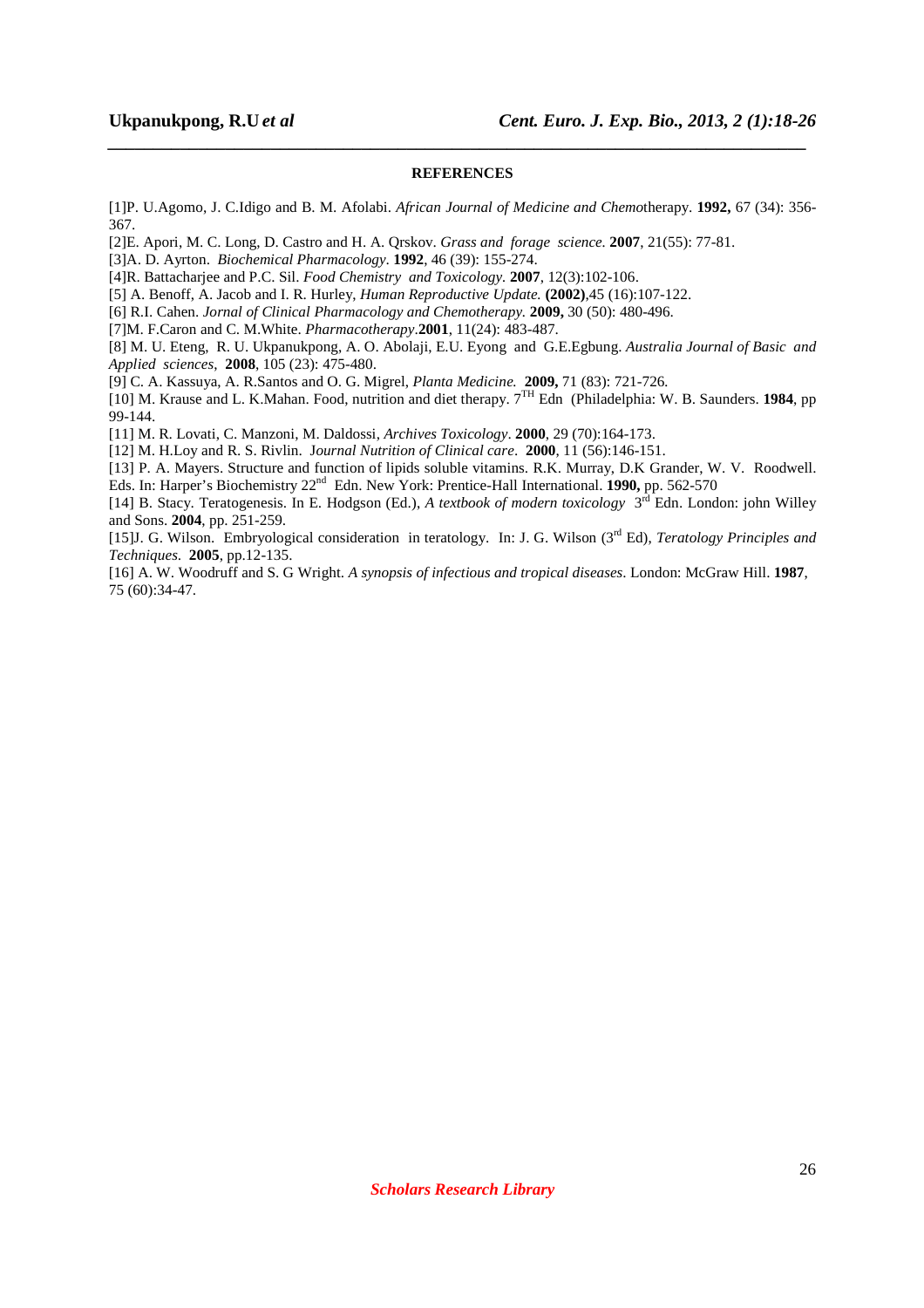**REFERENCES**

[1]P. U.Agomo, J. C.Idigo and B. M. Afolabi. *African Journal of Medicine and Chemo*therapy. **1992,** 67 (34): 356-367.

[2]E. Apori, M. C. Long, D. Castro and H. A. Qrskov. *Grass and forage science.* **2007**, 21(55): 77-81.

[3]A. D. Ayrton. *Biochemical Pharmacology*. **1992**, 46 (39): 155-274.

[4]R. Battacharjee and P.C. Sil. *Food Chemistry and Toxicology.* **2007**, 12(3):102-106.

[5] A. Benoff, A. Jacob and I. R. Hurley, *Human Reproductive Update.* **(2002)**,45 (16):107-122.

[6] R.I. Cahen. *Jornal of Clinical Pharmacology and Chemotherapy.* **2009,** 30 (50): 480-496.

[7]M. F.Caron and C. M.White. *Pharmacotherapy*.**2001**, 11(24): 483-487.

[8] M. U. Eteng, R. U. Ukpanukpong, A. O. Abolaji, E.U. Eyong and G.E.Egbung. *Australia Journal of Basic and Applied sciences*, **2008**, 105 (23): 475-480.

[9] C. A. Kassuya, A. R.Santos and O. G. Migrel, *Planta Medicine.* **2009,** 71 (83): 721-726.

[10] M. Krause and L. K.Mahan. Food, nutrition and diet therapy. 7TH Edn (Philadelphia: W. B. Saunders. **1984**, pp 99-144.

[11] M. R. Lovati, C. Manzoni, M. Daldossi, *Archives Toxicology*. **2000**, 29 (70):164-173.

[12] M. H.Loy and R. S. Rivlin. J*ournal Nutrition of Clinical care*. **2000**, 11 (56):146-151.

[13] P. A. Mayers. Structure and function of lipids soluble vitamins. R.K. Murray, D.K Grander, W. V. Roodwell. Eds. In: Harper's Biochemistry 22nd Edn. New York: Prentice-Hall International. **1990,** pp. 562-570

[14] B. Stacy. Teratogenesis. In E. Hodgson (Ed.), *A textbook of modern toxicology* 3rd Edn. London: john Willey and Sons. **2004**, pp. 251-259.

[15]J. G. Wilson. Embryological consideration in teratology. In: J. G. Wilson (3rd Ed), *Teratology Principles and Techniques.* **2005**, pp.12-135.

[16] A. W. Woodruff and S. G Wright. *A synopsis of infectious and tropical diseases*. London: McGraw Hill. **1987**, 75 (60):34-47.